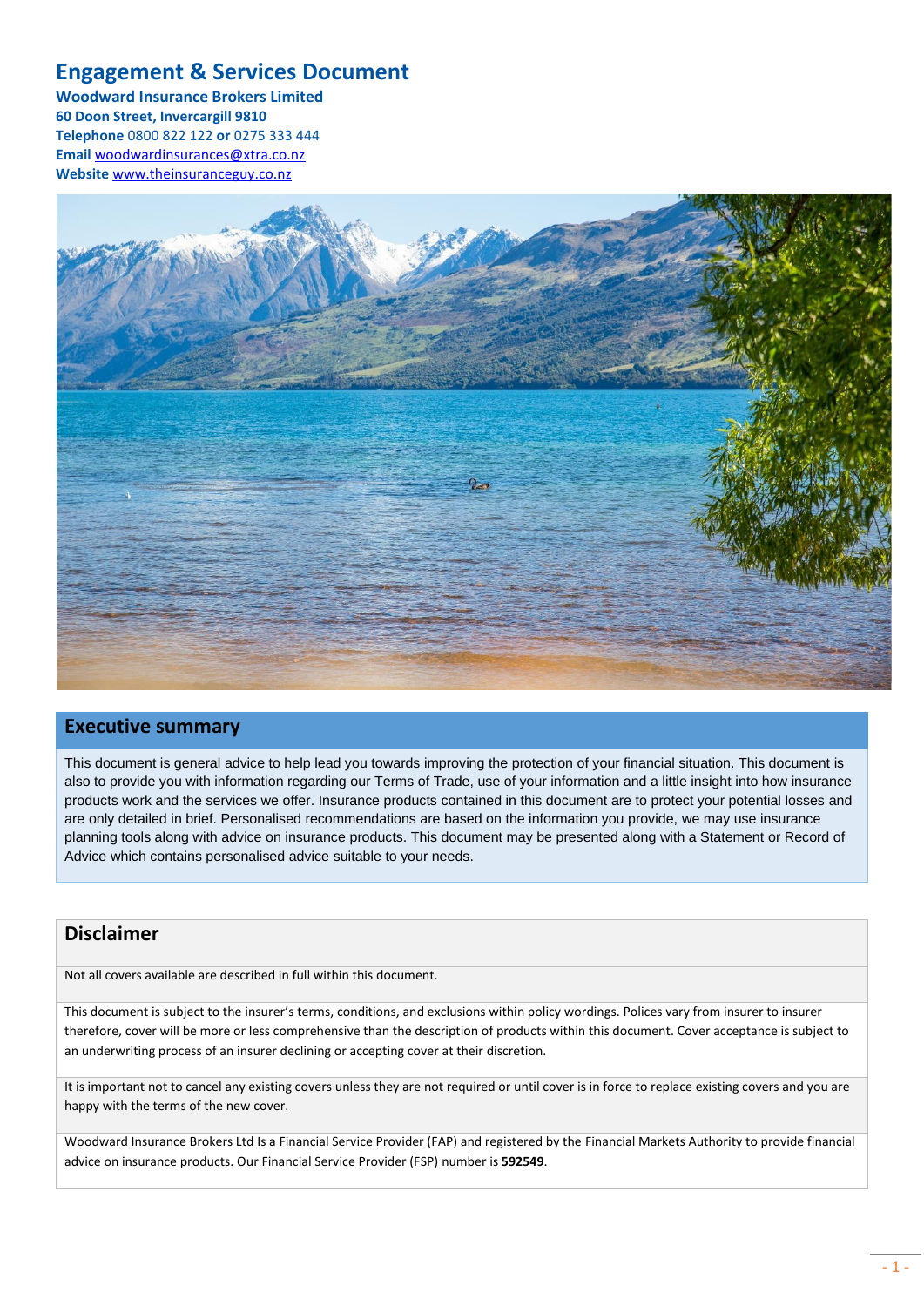# Engagement & Services Document

**Woodward Insurance Brokers Limited**
**60 Doon Street, Invercargill 9810**
**Telephone** 0800 822 122 **or** 0275 333 444
**Email** woodwardinsurances@xtra.co.nz
**Website** www.theinsuranceguy.co.nz

## Executive summary

This document is general advice to help lead you towards improving the protection of your financial situation. This document is also to provide you with information regarding our Terms of Trade, use of your information and a little insight into how insurance products work and the services we offer. Insurance products contained in this document are to protect your potential losses and are only detailed in brief. Personalised recommendations are based on the information you provide, we may use insurance planning tools along with advice on insurance products. This document may be presented along with a Statement or Record of Advice which contains personalised advice suitable to your needs.

## Disclaimer

Not all covers available are described in full within this document.

This document is subject to the insurer's terms, conditions, and exclusions within policy wordings. Polices vary from insurer to insurer therefore, cover will be more or less comprehensive than the description of products within this document. Cover acceptance is subject to an underwriting process of an insurer declining or accepting cover at their discretion.

It is important not to cancel any existing covers unless they are not required or until cover is in force to replace existing covers and you are happy with the terms of the new cover.

Woodward Insurance Brokers Ltd Is a Financial Service Provider (FAP) and registered by the Financial Markets Authority to provide financial advice on insurance products. Our Financial Service Provider (FSP) number is **592549**.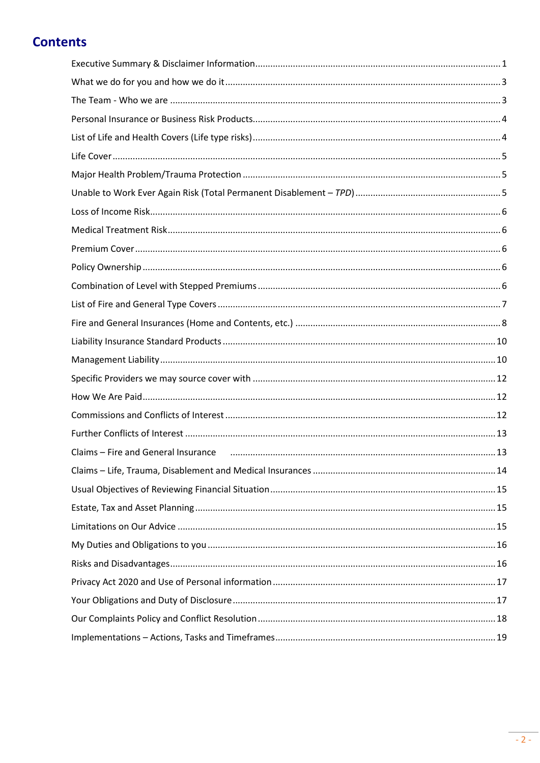## Contents

| | |
|---|---|
| Executive Summary & Disclaimer Information | 1 |
| What we do for you and how we do it | 3 |
| The Team - Who we are | 3 |
| Personal Insurance or Business Risk Products | 4 |
| List of Life and Health Covers (Life type risks) | 4 |
| Life Cover | 5 |
| Major Health Problem/Trauma Protection | 5 |
| Unable to Work Ever Again Risk (Total Permanent Disablement – *TPD*) | 5 |
| Loss of Income Risk | 6 |
| Medical Treatment Risk | 6 |
| Premium Cover | 6 |
| Policy Ownership | 6 |
| Combination of Level with Stepped Premiums | 6 |
| List of Fire and General Type Covers | 7 |
| Fire and General Insurances (Home and Contents, etc.) | 8 |
| Liability Insurance Standard Products | 10 |
| Management Liability | 10 |
| Specific Providers we may source cover with | 12 |
| How We Are Paid | 12 |
| Commissions and Conflicts of Interest | 12 |
| Further Conflicts of Interest | 13 |
| Claims – Fire and General Insurance | 13 |
| Claims – Life, Trauma, Disablement and Medical Insurances | 14 |
| Usual Objectives of Reviewing Financial Situation | 15 |
| Estate, Tax and Asset Planning | 15 |
| Limitations on Our Advice | 15 |
| My Duties and Obligations to you | 16 |
| Risks and Disadvantages | 16 |
| Privacy Act 2020 and Use of Personal information | 17 |
| Your Obligations and Duty of Disclosure | 17 |
| Our Complaints Policy and Conflict Resolution | 18 |
| Implementations – Actions, Tasks and Timeframes | 19 |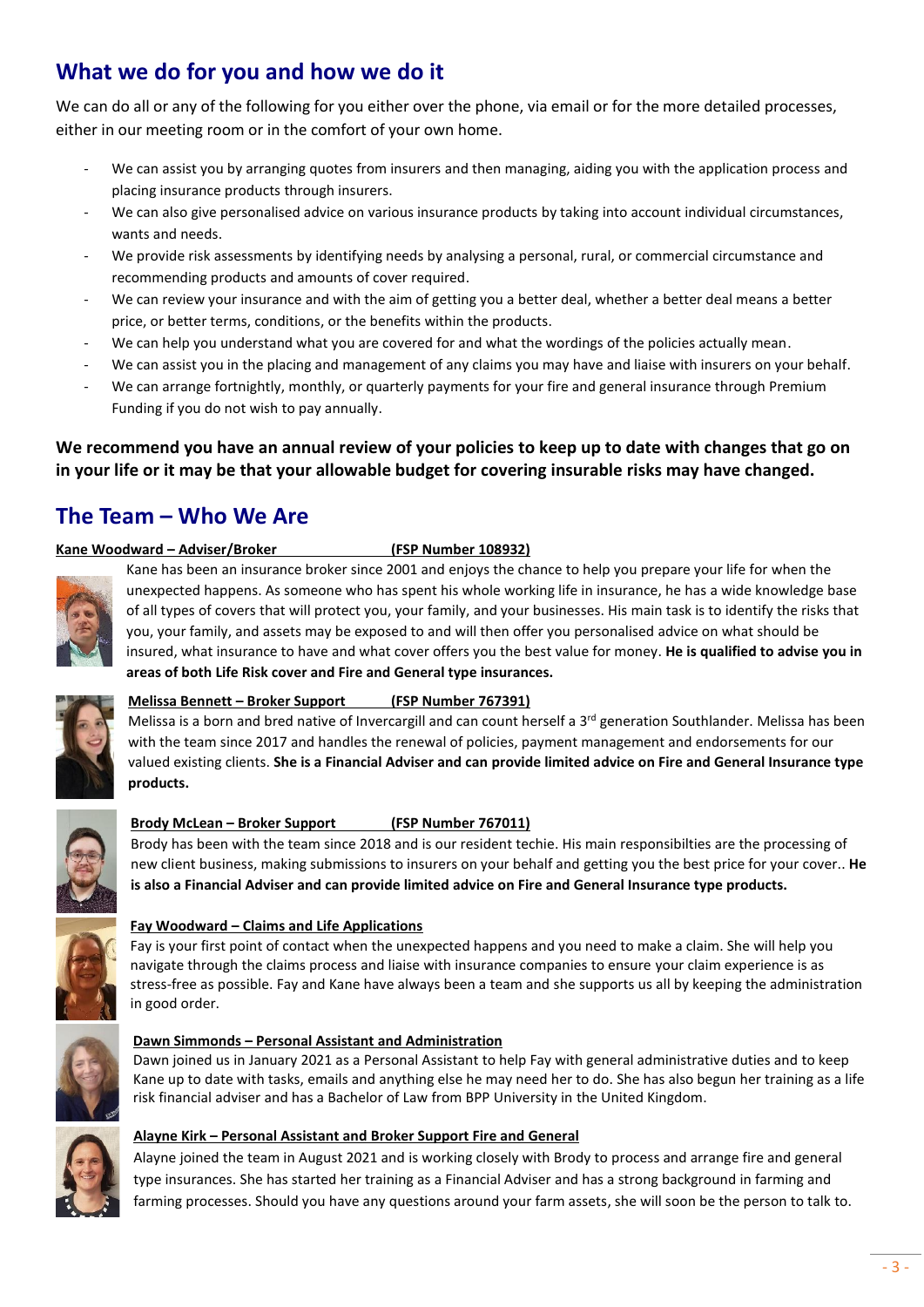## What we do for you and how we do it

We can do all or any of the following for you either over the phone, via email or for the more detailed processes, either in our meeting room or in the comfort of your own home.

- We can assist you by arranging quotes from insurers and then managing, aiding you with the application process and placing insurance products through insurers.
- We can also give personalised advice on various insurance products by taking into account individual circumstances, wants and needs.
- We provide risk assessments by identifying needs by analysing a personal, rural, or commercial circumstance and recommending products and amounts of cover required.
- We can review your insurance and with the aim of getting you a better deal, whether a better deal means a better price, or better terms, conditions, or the benefits within the products.
- We can help you understand what you are covered for and what the wordings of the policies actually mean.
- We can assist you in the placing and management of any claims you may have and liaise with insurers on your behalf.
- We can arrange fortnightly, monthly, or quarterly payments for your fire and general insurance through Premium Funding if you do not wish to pay annually.

**We recommend you have an annual review of your policies to keep up to date with changes that go on in your life or it may be that your allowable budget for covering insurable risks may have changed.**

## The Team – Who We Are

**Kane Woodward – Adviser/Broker (FSP Number 108932)**

Kane has been an insurance broker since 2001 and enjoys the chance to help you prepare your life for when the unexpected happens. As someone who has spent his whole working life in insurance, he has a wide knowledge base of all types of covers that will protect you, your family, and your businesses. His main task is to identify the risks that you, your family, and assets may be exposed to and will then offer you personalised advice on what should be insured, what insurance to have and what cover offers you the best value for money. **He is qualified to advise you in areas of both Life Risk cover and Fire and General type insurances.**

**Melissa Bennett – Broker Support (FSP Number 767391)**

Melissa is a born and bred native of Invercargill and can count herself a 3rd generation Southlander. Melissa has been with the team since 2017 and handles the renewal of policies, payment management and endorsements for our valued existing clients. **She is a Financial Adviser and can provide limited advice on Fire and General Insurance type products.**

**Brody McLean – Broker Support (FSP Number 767011)**

Brody has been with the team since 2018 and is our resident techie. His main responsibilties are the processing of new client business, making submissions to insurers on your behalf and getting you the best price for your cover.. **He is also a Financial Adviser and can provide limited advice on Fire and General Insurance type products.**

**Fay Woodward – Claims and Life Applications**

Fay is your first point of contact when the unexpected happens and you need to make a claim. She will help you navigate through the claims process and liaise with insurance companies to ensure your claim experience is as stress-free as possible. Fay and Kane have always been a team and she supports us all by keeping the administration in good order.

**Dawn Simmonds – Personal Assistant and Administration**

Dawn joined us in January 2021 as a Personal Assistant to help Fay with general administrative duties and to keep Kane up to date with tasks, emails and anything else he may need her to do. She has also begun her training as a life risk financial adviser and has a Bachelor of Law from BPP University in the United Kingdom.

**Alayne Kirk – Personal Assistant and Broker Support Fire and General**

Alayne joined the team in August 2021 and is working closely with Brody to process and arrange fire and general type insurances. She has started her training as a Financial Adviser and has a strong background in farming and farming processes. Should you have any questions around your farm assets, she will soon be the person to talk to.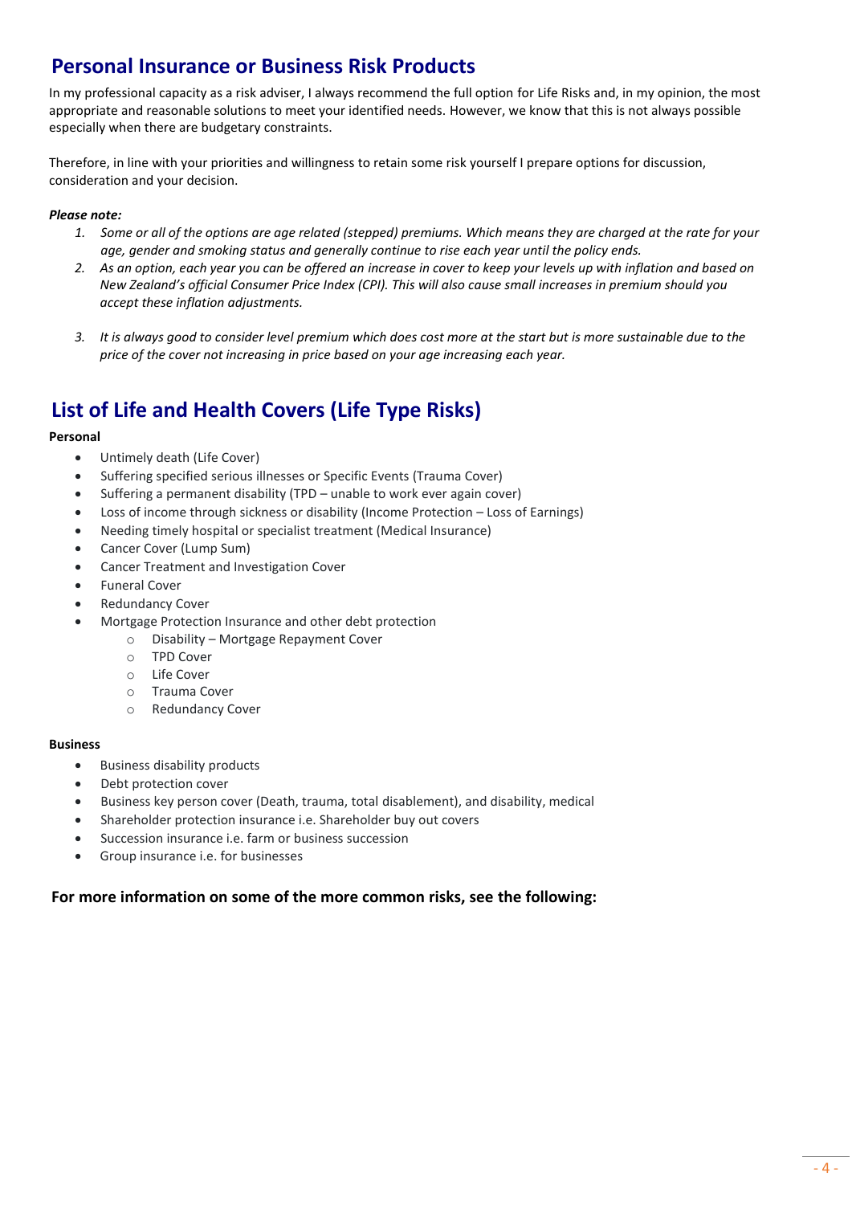## Personal Insurance or Business Risk Products

In my professional capacity as a risk adviser, I always recommend the full option for Life Risks and, in my opinion, the most appropriate and reasonable solutions to meet your identified needs. However, we know that this is not always possible especially when there are budgetary constraints.

Therefore, in line with your priorities and willingness to retain some risk yourself I prepare options for discussion, consideration and your decision.

***Please note:***

1. *Some or all of the options are age related (stepped) premiums. Which means they are charged at the rate for your age, gender and smoking status and generally continue to rise each year until the policy ends.*
2. *As an option, each year you can be offered an increase in cover to keep your levels up with inflation and based on New Zealand's official Consumer Price Index (CPI). This will also cause small increases in premium should you accept these inflation adjustments.*
3. *It is always good to consider level premium which does cost more at the start but is more sustainable due to the price of the cover not increasing in price based on your age increasing each year.*

## List of Life and Health Covers (Life Type Risks)

**Personal**

- Untimely death (Life Cover)
- Suffering specified serious illnesses or Specific Events (Trauma Cover)
- Suffering a permanent disability (TPD – unable to work ever again cover)
- Loss of income through sickness or disability (Income Protection – Loss of Earnings)
- Needing timely hospital or specialist treatment (Medical Insurance)
- Cancer Cover (Lump Sum)
- Cancer Treatment and Investigation Cover
- Funeral Cover
- Redundancy Cover
- Mortgage Protection Insurance and other debt protection
  - Disability – Mortgage Repayment Cover
  - TPD Cover
  - Life Cover
  - Trauma Cover
  - Redundancy Cover

**Business**

- Business disability products
- Debt protection cover
- Business key person cover (Death, trauma, total disablement), and disability, medical
- Shareholder protection insurance i.e. Shareholder buy out covers
- Succession insurance i.e. farm or business succession
- Group insurance i.e. for businesses

**For more information on some of the more common risks, see the following:**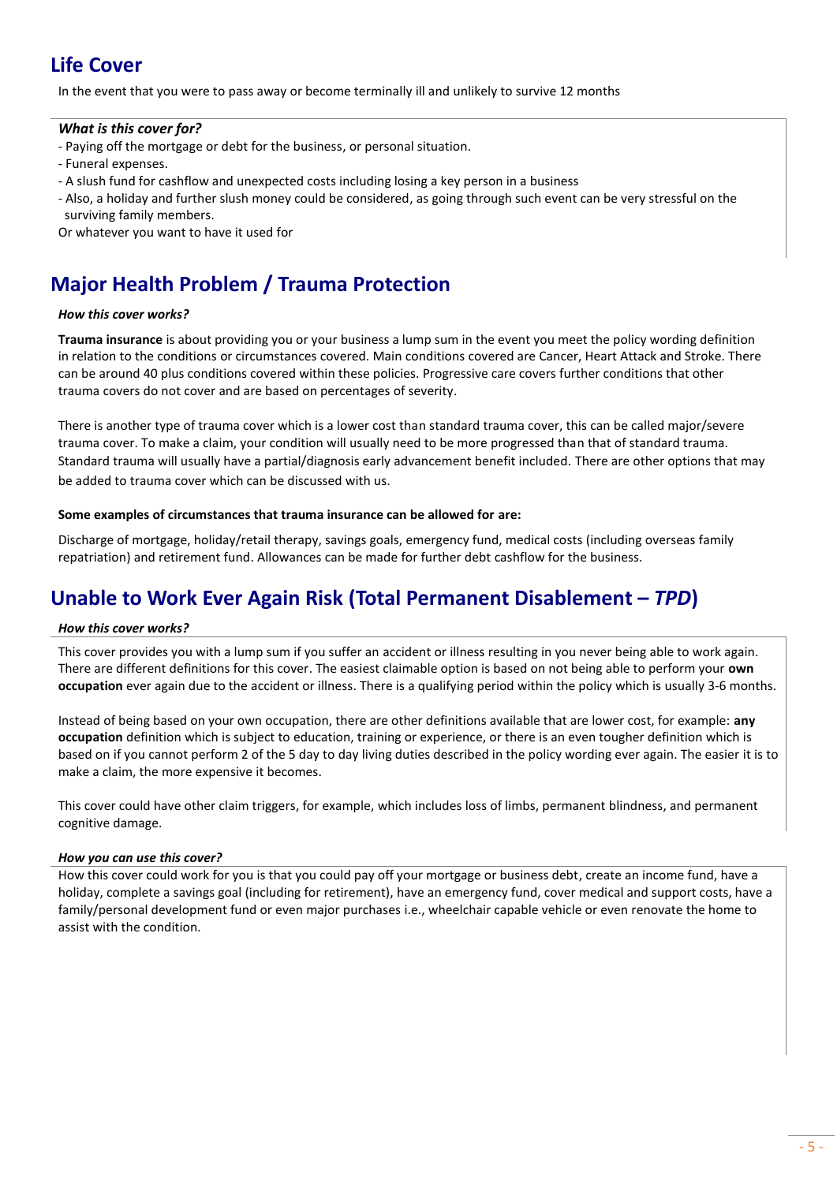## Life Cover

In the event that you were to pass away or become terminally ill and unlikely to survive 12 months

***What is this cover for?***

- Paying off the mortgage or debt for the business, or personal situation.
- Funeral expenses.
- A slush fund for cashflow and unexpected costs including losing a key person in a business
- Also, a holiday and further slush money could be considered, as going through such event can be very stressful on the surviving family members.

Or whatever you want to have it used for

## Major Health Problem / Trauma Protection

***How this cover works?***

**Trauma insurance** is about providing you or your business a lump sum in the event you meet the policy wording definition in relation to the conditions or circumstances covered. Main conditions covered are Cancer, Heart Attack and Stroke. There can be around 40 plus conditions covered within these policies. Progressive care covers further conditions that other trauma covers do not cover and are based on percentages of severity.

There is another type of trauma cover which is a lower cost than standard trauma cover, this can be called major/severe trauma cover. To make a claim, your condition will usually need to be more progressed than that of standard trauma. Standard trauma will usually have a partial/diagnosis early advancement benefit included. There are other options that may be added to trauma cover which can be discussed with us.

**Some examples of circumstances that trauma insurance can be allowed for are:**

Discharge of mortgage, holiday/retail therapy, savings goals, emergency fund, medical costs (including overseas family repatriation) and retirement fund. Allowances can be made for further debt cashflow for the business.

## Unable to Work Ever Again Risk (Total Permanent Disablement – *TPD*)

***How this cover works?***

This cover provides you with a lump sum if you suffer an accident or illness resulting in you never being able to work again. There are different definitions for this cover. The easiest claimable option is based on not being able to perform your **own occupation** ever again due to the accident or illness. There is a qualifying period within the policy which is usually 3-6 months.

Instead of being based on your own occupation, there are other definitions available that are lower cost, for example: **any occupation** definition which is subject to education, training or experience, or there is an even tougher definition which is based on if you cannot perform 2 of the 5 day to day living duties described in the policy wording ever again. The easier it is to make a claim, the more expensive it becomes.

This cover could have other claim triggers, for example, which includes loss of limbs, permanent blindness, and permanent cognitive damage.

***How you can use this cover?***

How this cover could work for you is that you could pay off your mortgage or business debt, create an income fund, have a holiday, complete a savings goal (including for retirement), have an emergency fund, cover medical and support costs, have a family/personal development fund or even major purchases i.e., wheelchair capable vehicle or even renovate the home to assist with the condition.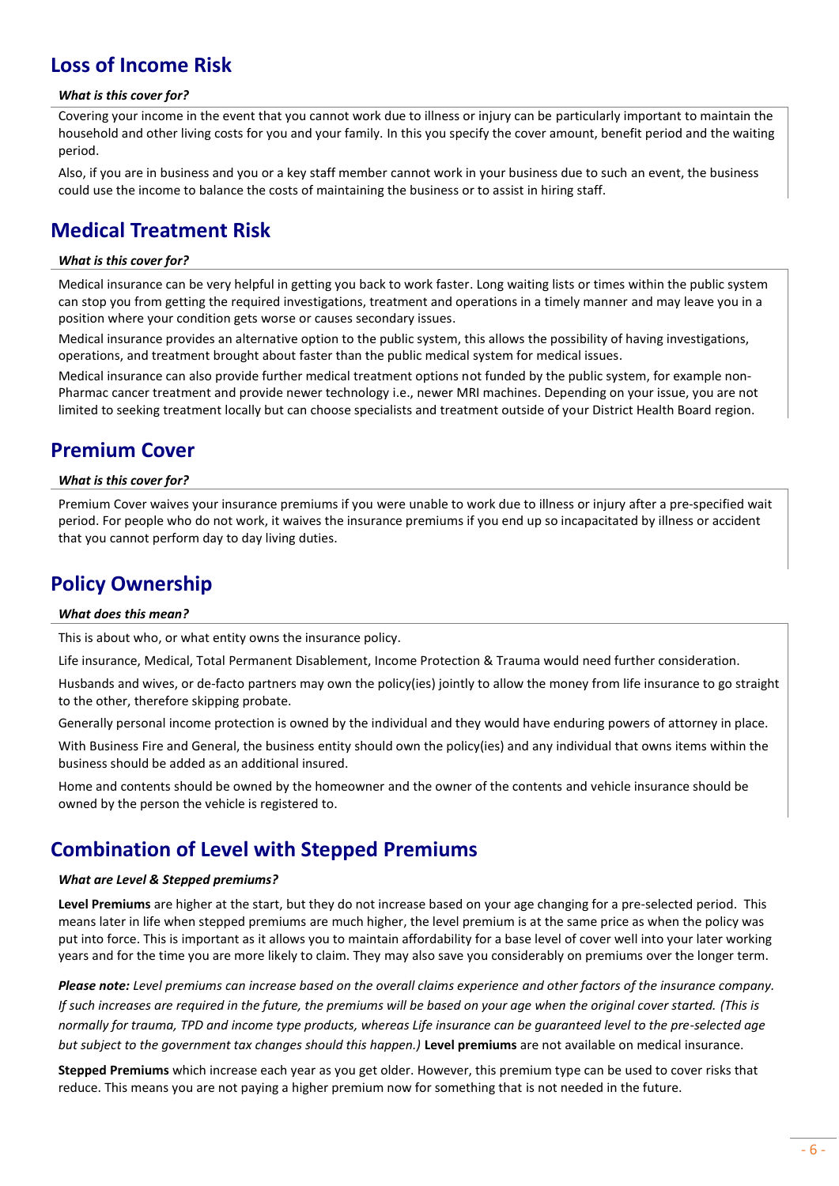## Loss of Income Risk

***What is this cover for?***

Covering your income in the event that you cannot work due to illness or injury can be particularly important to maintain the household and other living costs for you and your family. In this you specify the cover amount, benefit period and the waiting period.

Also, if you are in business and you or a key staff member cannot work in your business due to such an event, the business could use the income to balance the costs of maintaining the business or to assist in hiring staff.

## Medical Treatment Risk

***What is this cover for?***

Medical insurance can be very helpful in getting you back to work faster. Long waiting lists or times within the public system can stop you from getting the required investigations, treatment and operations in a timely manner and may leave you in a position where your condition gets worse or causes secondary issues.

Medical insurance provides an alternative option to the public system, this allows the possibility of having investigations, operations, and treatment brought about faster than the public medical system for medical issues.

Medical insurance can also provide further medical treatment options not funded by the public system, for example non-Pharmac cancer treatment and provide newer technology i.e., newer MRI machines. Depending on your issue, you are not limited to seeking treatment locally but can choose specialists and treatment outside of your District Health Board region.

## Premium Cover

***What is this cover for?***

Premium Cover waives your insurance premiums if you were unable to work due to illness or injury after a pre-specified wait period. For people who do not work, it waives the insurance premiums if you end up so incapacitated by illness or accident that you cannot perform day to day living duties.

## Policy Ownership

***What does this mean?***

This is about who, or what entity owns the insurance policy.

Life insurance, Medical, Total Permanent Disablement, Income Protection & Trauma would need further consideration.

Husbands and wives, or de-facto partners may own the policy(ies) jointly to allow the money from life insurance to go straight to the other, therefore skipping probate.

Generally personal income protection is owned by the individual and they would have enduring powers of attorney in place.

With Business Fire and General, the business entity should own the policy(ies) and any individual that owns items within the business should be added as an additional insured.

Home and contents should be owned by the homeowner and the owner of the contents and vehicle insurance should be owned by the person the vehicle is registered to.

## Combination of Level with Stepped Premiums

***What are Level & Stepped premiums?***

**Level Premiums** are higher at the start, but they do not increase based on your age changing for a pre-selected period. This means later in life when stepped premiums are much higher, the level premium is at the same price as when the policy was put into force. This is important as it allows you to maintain affordability for a base level of cover well into your later working years and for the time you are more likely to claim. They may also save you considerably on premiums over the longer term.

***Please note:*** *Level premiums can increase based on the overall claims experience and other factors of the insurance company. If such increases are required in the future, the premiums will be based on your age when the original cover started. (This is normally for trauma, TPD and income type products, whereas Life insurance can be guaranteed level to the pre-selected age but subject to the government tax changes should this happen.)* **Level premiums** are not available on medical insurance.

**Stepped Premiums** which increase each year as you get older. However, this premium type can be used to cover risks that reduce. This means you are not paying a higher premium now for something that is not needed in the future.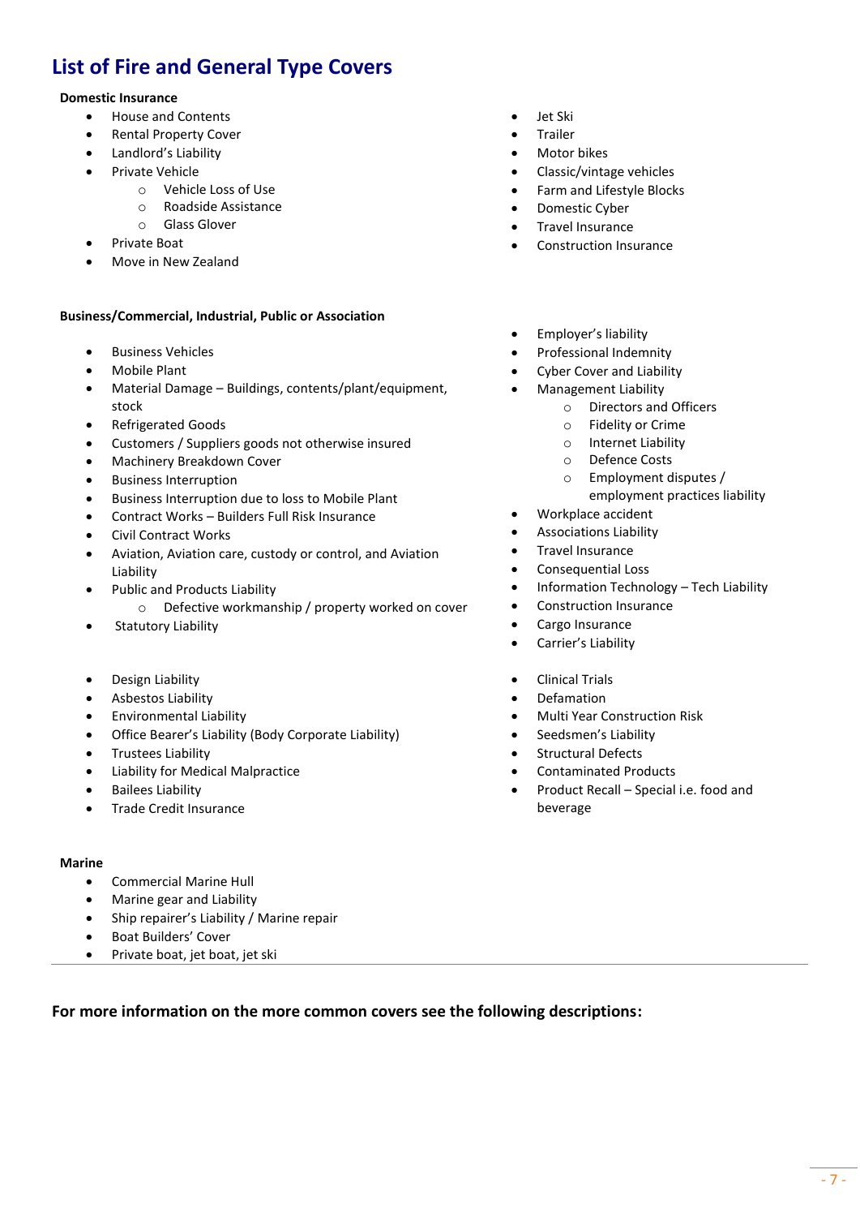# List of Fire and General Type Covers

**Domestic Insurance**

- House and Contents
- Rental Property Cover
- Landlord's Liability
- Private Vehicle
  - Vehicle Loss of Use
  - Roadside Assistance
  - Glass Glover
- Private Boat
- Move in New Zealand
- Jet Ski
- Trailer
- Motor bikes
- Classic/vintage vehicles
- Farm and Lifestyle Blocks
- Domestic Cyber
- Travel Insurance
- Construction Insurance

**Business/Commercial, Industrial, Public or Association**

- Business Vehicles
- Mobile Plant
- Material Damage – Buildings, contents/plant/equipment, stock
- Refrigerated Goods
- Customers / Suppliers goods not otherwise insured
- Machinery Breakdown Cover
- Business Interruption
- Business Interruption due to loss to Mobile Plant
- Contract Works – Builders Full Risk Insurance
- Civil Contract Works
- Aviation, Aviation care, custody or control, and Aviation Liability
- Public and Products Liability
  - Defective workmanship / property worked on cover
- Statutory Liability
- Employer's liability
- Professional Indemnity
- Cyber Cover and Liability
- Management Liability
  - Directors and Officers
  - Fidelity or Crime
  - Internet Liability
  - Defence Costs
  - Employment disputes / employment practices liability
- Workplace accident
- Associations Liability
- Travel Insurance
- Consequential Loss
- Information Technology – Tech Liability
- Construction Insurance
- Cargo Insurance
- Carrier's Liability
- Design Liability
- Asbestos Liability
- Environmental Liability
- Office Bearer's Liability (Body Corporate Liability)
- Trustees Liability
- Liability for Medical Malpractice
- Bailees Liability
- Trade Credit Insurance
- Clinical Trials
- Defamation
- Multi Year Construction Risk
- Seedsmen's Liability
- Structural Defects
- Contaminated Products
- Product Recall – Special i.e. food and beverage

**Marine**

- Commercial Marine Hull
- Marine gear and Liability
- Ship repairer's Liability / Marine repair
- Boat Builders' Cover
- Private boat, jet boat, jet ski

**For more information on the more common covers see the following descriptions:**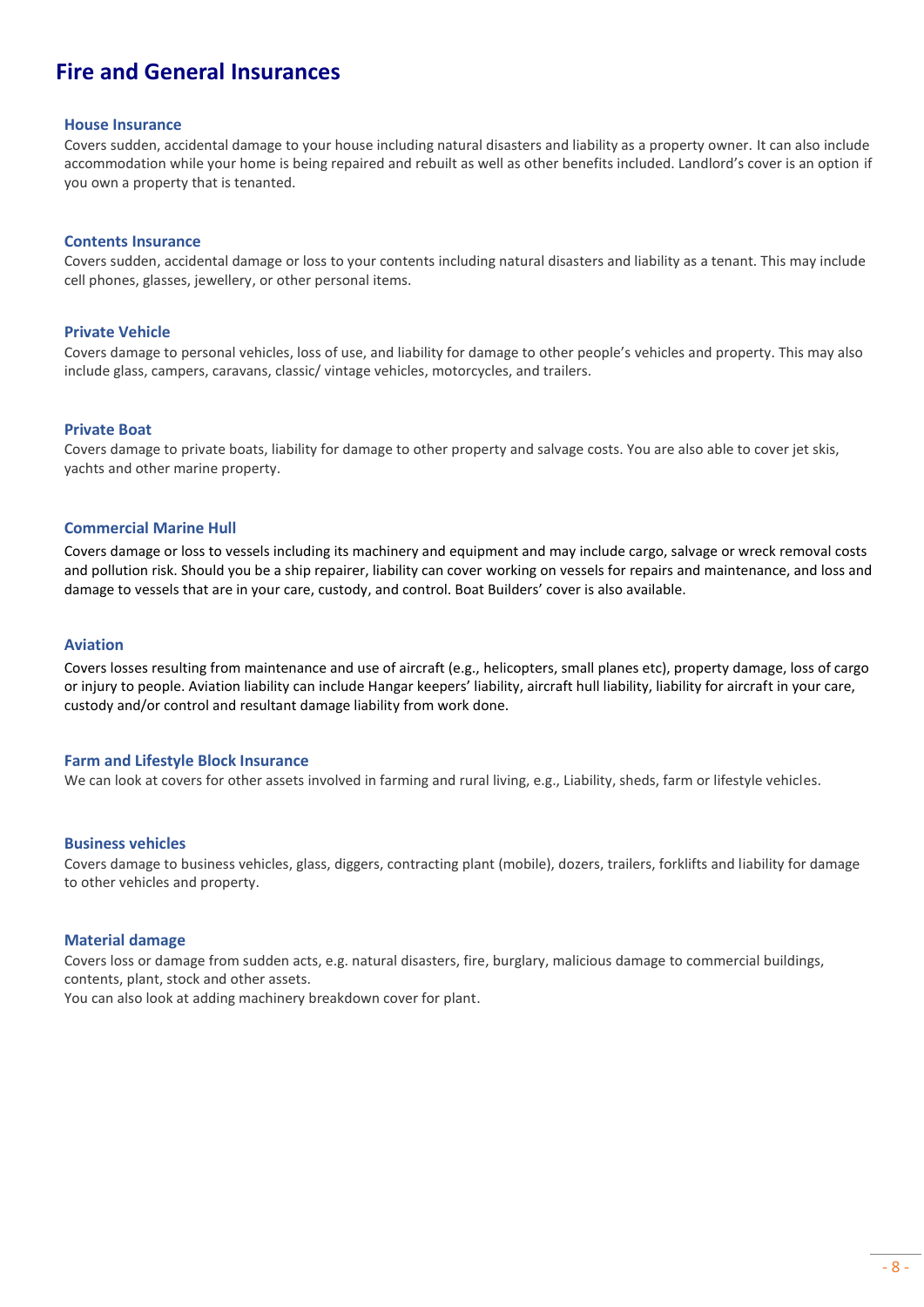# Fire and General Insurances

### House Insurance

Covers sudden, accidental damage to your house including natural disasters and liability as a property owner. It can also include accommodation while your home is being repaired and rebuilt as well as other benefits included. Landlord's cover is an option if you own a property that is tenanted.

### Contents Insurance

Covers sudden, accidental damage or loss to your contents including natural disasters and liability as a tenant. This may include cell phones, glasses, jewellery, or other personal items.

### Private Vehicle

Covers damage to personal vehicles, loss of use, and liability for damage to other people's vehicles and property. This may also include glass, campers, caravans, classic/ vintage vehicles, motorcycles, and trailers.

### Private Boat

Covers damage to private boats, liability for damage to other property and salvage costs. You are also able to cover jet skis, yachts and other marine property.

### Commercial Marine Hull

Covers damage or loss to vessels including its machinery and equipment and may include cargo, salvage or wreck removal costs and pollution risk. Should you be a ship repairer, liability can cover working on vessels for repairs and maintenance, and loss and damage to vessels that are in your care, custody, and control. Boat Builders' cover is also available.

### Aviation

Covers losses resulting from maintenance and use of aircraft (e.g., helicopters, small planes etc), property damage, loss of cargo or injury to people. Aviation liability can include Hangar keepers' liability, aircraft hull liability, liability for aircraft in your care, custody and/or control and resultant damage liability from work done.

### Farm and Lifestyle Block Insurance

We can look at covers for other assets involved in farming and rural living, e.g., Liability, sheds, farm or lifestyle vehicles.

### Business vehicles

Covers damage to business vehicles, glass, diggers, contracting plant (mobile), dozers, trailers, forklifts and liability for damage to other vehicles and property.

### Material damage

Covers loss or damage from sudden acts, e.g. natural disasters, fire, burglary, malicious damage to commercial buildings, contents, plant, stock and other assets.
You can also look at adding machinery breakdown cover for plant.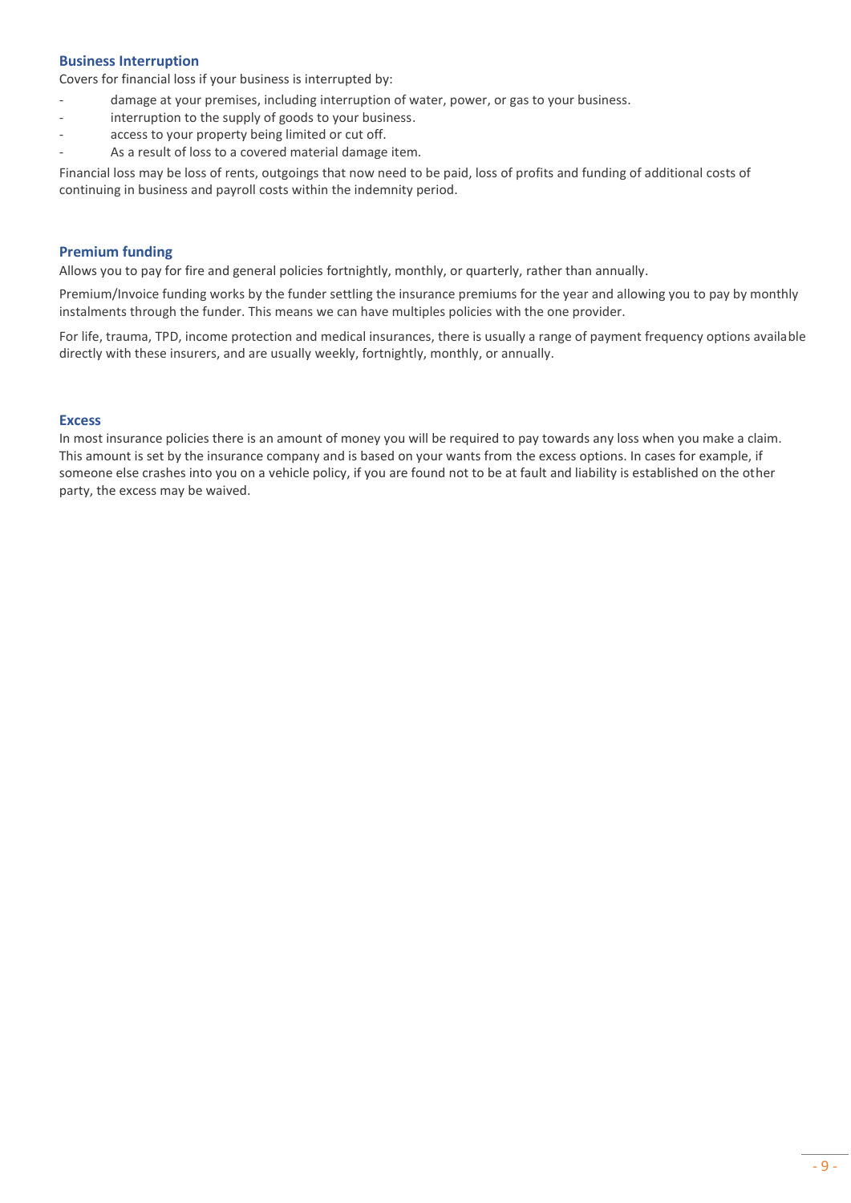### Business Interruption

Covers for financial loss if your business is interrupted by:

- damage at your premises, including interruption of water, power, or gas to your business.
- interruption to the supply of goods to your business.
- access to your property being limited or cut off.
- As a result of loss to a covered material damage item.

Financial loss may be loss of rents, outgoings that now need to be paid, loss of profits and funding of additional costs of continuing in business and payroll costs within the indemnity period.

### Premium funding

Allows you to pay for fire and general policies fortnightly, monthly, or quarterly, rather than annually.

Premium/Invoice funding works by the funder settling the insurance premiums for the year and allowing you to pay by monthly instalments through the funder. This means we can have multiples policies with the one provider.

For life, trauma, TPD, income protection and medical insurances, there is usually a range of payment frequency options available directly with these insurers, and are usually weekly, fortnightly, monthly, or annually.

### Excess

In most insurance policies there is an amount of money you will be required to pay towards any loss when you make a claim. This amount is set by the insurance company and is based on your wants from the excess options. In cases for example, if someone else crashes into you on a vehicle policy, if you are found not to be at fault and liability is established on the other party, the excess may be waived.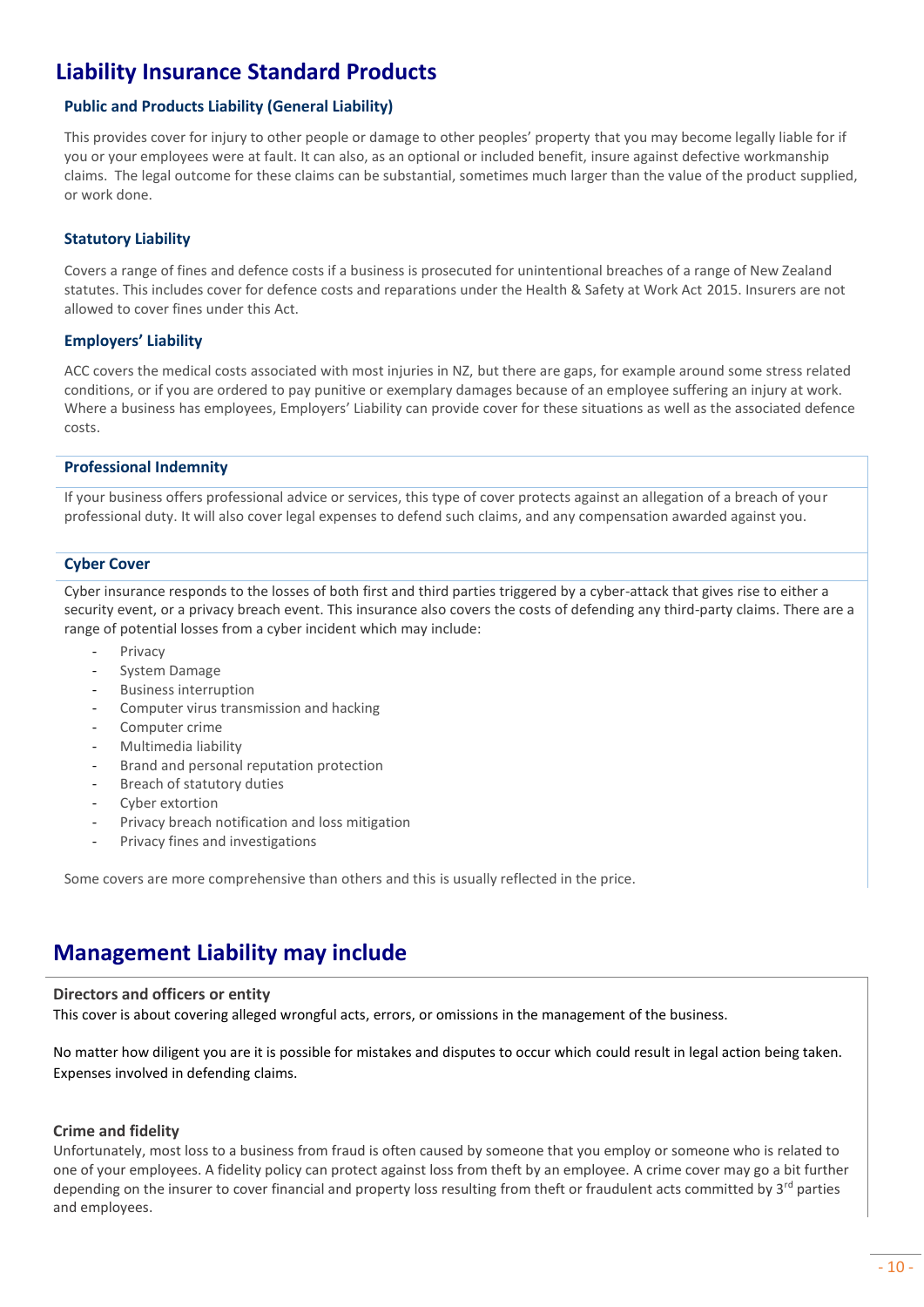# Liability Insurance Standard Products

### Public and Products Liability (General Liability)

This provides cover for injury to other people or damage to other peoples' property that you may become legally liable for if you or your employees were at fault. It can also, as an optional or included benefit, insure against defective workmanship claims. The legal outcome for these claims can be substantial, sometimes much larger than the value of the product supplied, or work done.

### Statutory Liability

Covers a range of fines and defence costs if a business is prosecuted for unintentional breaches of a range of New Zealand statutes. This includes cover for defence costs and reparations under the Health & Safety at Work Act 2015. Insurers are not allowed to cover fines under this Act.

### Employers' Liability

ACC covers the medical costs associated with most injuries in NZ, but there are gaps, for example around some stress related conditions, or if you are ordered to pay punitive or exemplary damages because of an employee suffering an injury at work. Where a business has employees, Employers' Liability can provide cover for these situations as well as the associated defence costs.

### Professional Indemnity

If your business offers professional advice or services, this type of cover protects against an allegation of a breach of your professional duty. It will also cover legal expenses to defend such claims, and any compensation awarded against you.

### Cyber Cover

Cyber insurance responds to the losses of both first and third parties triggered by a cyber-attack that gives rise to either a security event, or a privacy breach event. This insurance also covers the costs of defending any third-party claims. There are a range of potential losses from a cyber incident which may include:

- Privacy
- System Damage
- Business interruption
- Computer virus transmission and hacking
- Computer crime
- Multimedia liability
- Brand and personal reputation protection
- Breach of statutory duties
- Cyber extortion
- Privacy breach notification and loss mitigation
- Privacy fines and investigations

Some covers are more comprehensive than others and this is usually reflected in the price.

# Management Liability may include

### Directors and officers or entity

This cover is about covering alleged wrongful acts, errors, or omissions in the management of the business.

No matter how diligent you are it is possible for mistakes and disputes to occur which could result in legal action being taken. Expenses involved in defending claims.

### Crime and fidelity

Unfortunately, most loss to a business from fraud is often caused by someone that you employ or someone who is related to one of your employees. A fidelity policy can protect against loss from theft by an employee. A crime cover may go a bit further depending on the insurer to cover financial and property loss resulting from theft or fraudulent acts committed by 3rd parties and employees.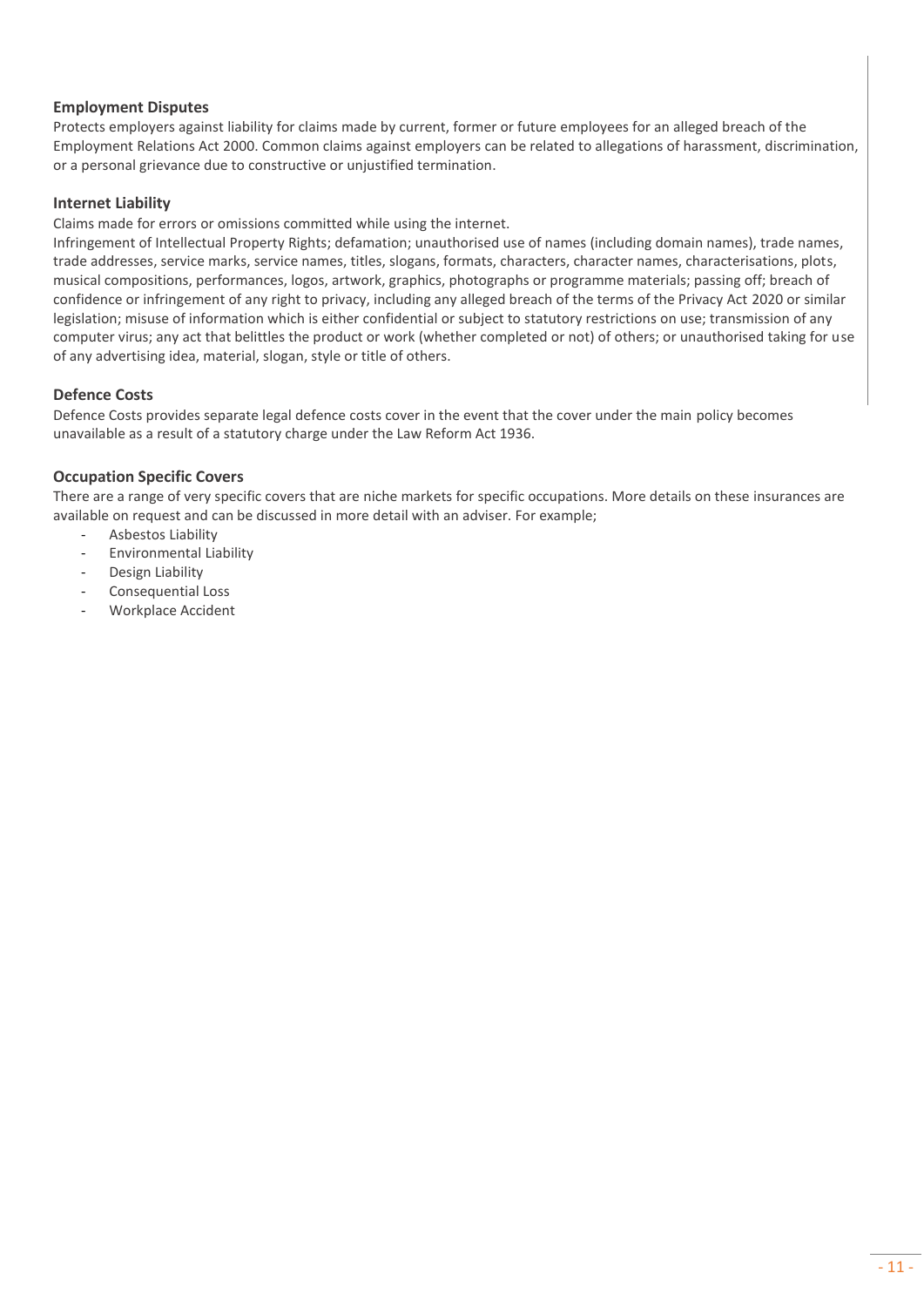### Employment Disputes

Protects employers against liability for claims made by current, former or future employees for an alleged breach of the Employment Relations Act 2000. Common claims against employers can be related to allegations of harassment, discrimination, or a personal grievance due to constructive or unjustified termination.

### Internet Liability

Claims made for errors or omissions committed while using the internet.

Infringement of Intellectual Property Rights; defamation; unauthorised use of names (including domain names), trade names, trade addresses, service marks, service names, titles, slogans, formats, characters, character names, characterisations, plots, musical compositions, performances, logos, artwork, graphics, photographs or programme materials; passing off; breach of confidence or infringement of any right to privacy, including any alleged breach of the terms of the Privacy Act 2020 or similar legislation; misuse of information which is either confidential or subject to statutory restrictions on use; transmission of any computer virus; any act that belittles the product or work (whether completed or not) of others; or unauthorised taking for use of any advertising idea, material, slogan, style or title of others.

### Defence Costs

Defence Costs provides separate legal defence costs cover in the event that the cover under the main policy becomes unavailable as a result of a statutory charge under the Law Reform Act 1936.

### Occupation Specific Covers

There are a range of very specific covers that are niche markets for specific occupations. More details on these insurances are available on request and can be discussed in more detail with an adviser. For example;

- Asbestos Liability
- Environmental Liability
- Design Liability
- Consequential Loss
- Workplace Accident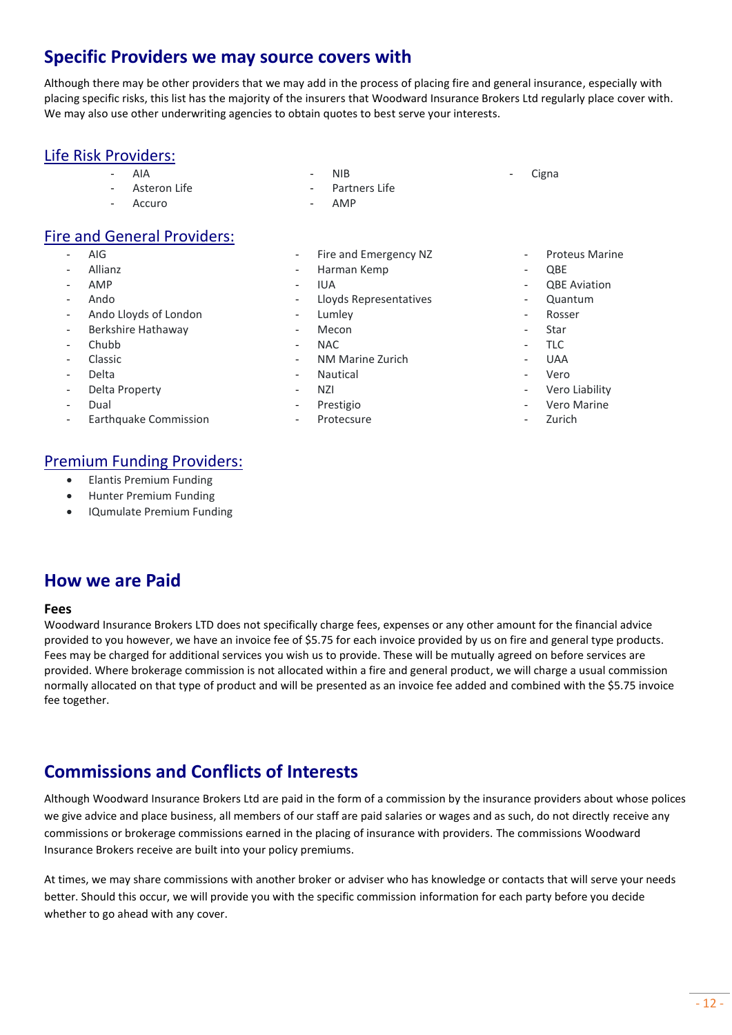## Specific Providers we may source covers with

Although there may be other providers that we may add in the process of placing fire and general insurance, especially with placing specific risks, this list has the majority of the insurers that Woodward Insurance Brokers Ltd regularly place cover with. We may also use other underwriting agencies to obtain quotes to best serve your interests.

### Life Risk Providers:

- AIA
- Asteron Life
- Accuro
- NIB
- Partners Life
- AMP
- Cigna

### Fire and General Providers:

- AIG
- Allianz
- AMP
- Ando
- Ando Lloyds of London
- Berkshire Hathaway
- Chubb
- Classic
- Delta
- Delta Property
- Dual
- Earthquake Commission
- Fire and Emergency NZ
- Harman Kemp
- IUA
- Lloyds Representatives
- Lumley
- Mecon
- NAC
- NM Marine Zurich
- Nautical
- NZI
- Prestigio
- Protecsure
- Proteus Marine
- QBE
- QBE Aviation
- Quantum
- Rosser
- Star
- TLC
- UAA
- Vero
- Vero Liability
- Vero Marine
- Zurich

### Premium Funding Providers:

- Elantis Premium Funding
- Hunter Premium Funding
- IQumulate Premium Funding

## How we are Paid

### Fees

Woodward Insurance Brokers LTD does not specifically charge fees, expenses or any other amount for the financial advice provided to you however, we have an invoice fee of $5.75 for each invoice provided by us on fire and general type products. Fees may be charged for additional services you wish us to provide. These will be mutually agreed on before services are provided. Where brokerage commission is not allocated within a fire and general product, we will charge a usual commission normally allocated on that type of product and will be presented as an invoice fee added and combined with the $5.75 invoice fee together.

## Commissions and Conflicts of Interests

Although Woodward Insurance Brokers Ltd are paid in the form of a commission by the insurance providers about whose polices we give advice and place business, all members of our staff are paid salaries or wages and as such, do not directly receive any commissions or brokerage commissions earned in the placing of insurance with providers. The commissions Woodward Insurance Brokers receive are built into your policy premiums.

At times, we may share commissions with another broker or adviser who has knowledge or contacts that will serve your needs better. Should this occur, we will provide you with the specific commission information for each party before you decide whether to go ahead with any cover.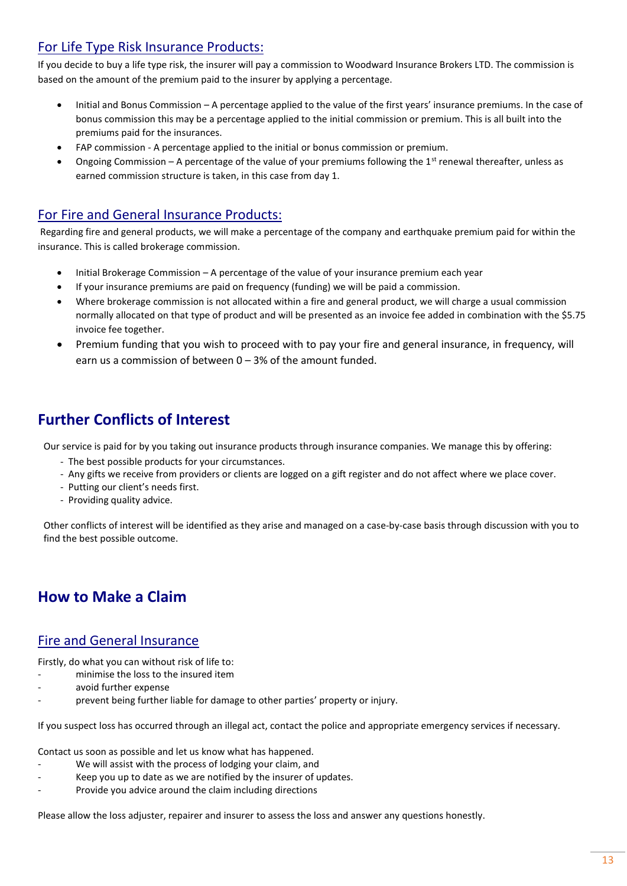## For Life Type Risk Insurance Products:

If you decide to buy a life type risk, the insurer will pay a commission to Woodward Insurance Brokers LTD. The commission is based on the amount of the premium paid to the insurer by applying a percentage.

- Initial and Bonus Commission – A percentage applied to the value of the first years' insurance premiums. In the case of bonus commission this may be a percentage applied to the initial commission or premium. This is all built into the premiums paid for the insurances.
- FAP commission - A percentage applied to the initial or bonus commission or premium.
- Ongoing Commission – A percentage of the value of your premiums following the 1st renewal thereafter, unless as earned commission structure is taken, in this case from day 1.

## For Fire and General Insurance Products:

Regarding fire and general products, we will make a percentage of the company and earthquake premium paid for within the insurance. This is called brokerage commission.

- Initial Brokerage Commission – A percentage of the value of your insurance premium each year
- If your insurance premiums are paid on frequency (funding) we will be paid a commission.
- Where brokerage commission is not allocated within a fire and general product, we will charge a usual commission normally allocated on that type of product and will be presented as an invoice fee added in combination with the $5.75 invoice fee together.
- Premium funding that you wish to proceed with to pay your fire and general insurance, in frequency, will earn us a commission of between 0 – 3% of the amount funded.

# Further Conflicts of Interest

Our service is paid for by you taking out insurance products through insurance companies. We manage this by offering:

- The best possible products for your circumstances.
- Any gifts we receive from providers or clients are logged on a gift register and do not affect where we place cover.
- Putting our client's needs first.
- Providing quality advice.

Other conflicts of interest will be identified as they arise and managed on a case-by-case basis through discussion with you to find the best possible outcome.

# How to Make a Claim

## Fire and General Insurance

Firstly, do what you can without risk of life to:

- minimise the loss to the insured item
- avoid further expense
- prevent being further liable for damage to other parties' property or injury.

If you suspect loss has occurred through an illegal act, contact the police and appropriate emergency services if necessary.

Contact us soon as possible and let us know what has happened.

- We will assist with the process of lodging your claim, and
- Keep you up to date as we are notified by the insurer of updates.
- Provide you advice around the claim including directions

Please allow the loss adjuster, repairer and insurer to assess the loss and answer any questions honestly.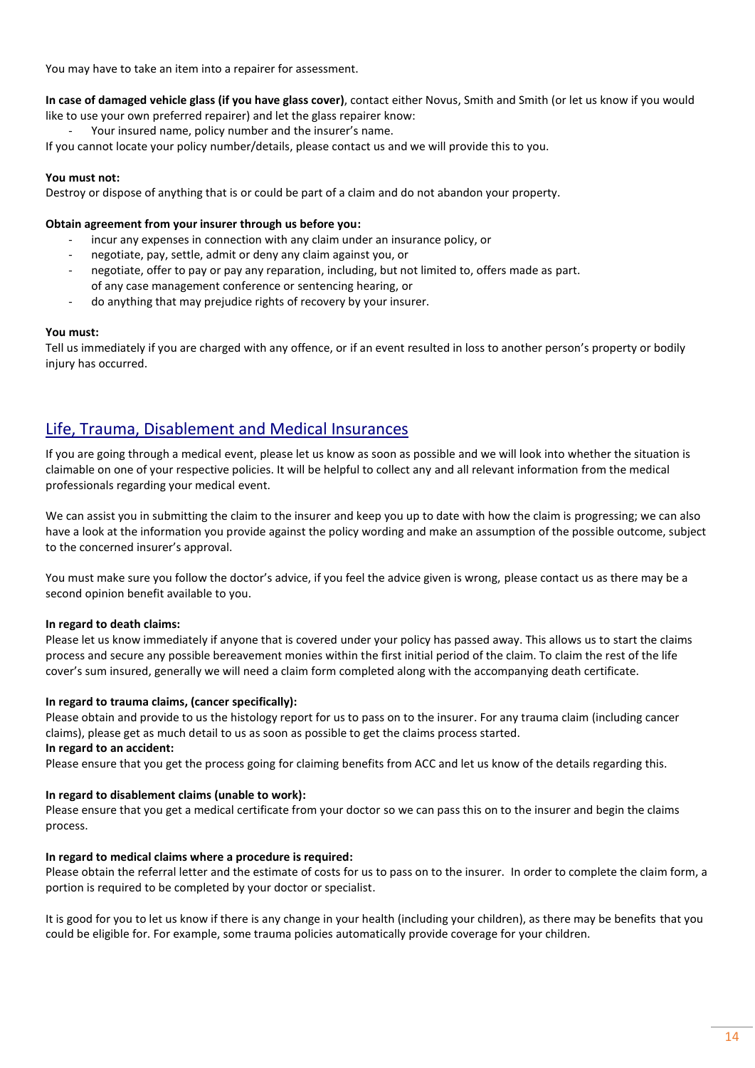You may have to take an item into a repairer for assessment.

**In case of damaged vehicle glass (if you have glass cover)**, contact either Novus, Smith and Smith (or let us know if you would like to use your own preferred repairer) and let the glass repairer know:

- Your insured name, policy number and the insurer's name.

If you cannot locate your policy number/details, please contact us and we will provide this to you.

**You must not:**
Destroy or dispose of anything that is or could be part of a claim and do not abandon your property.

**Obtain agreement from your insurer through us before you:**

- incur any expenses in connection with any claim under an insurance policy, or
- negotiate, pay, settle, admit or deny any claim against you, or
- negotiate, offer to pay or pay any reparation, including, but not limited to, offers made as part. of any case management conference or sentencing hearing, or
- do anything that may prejudice rights of recovery by your insurer.

**You must:**
Tell us immediately if you are charged with any offence, or if an event resulted in loss to another person's property or bodily injury has occurred.

## Life, Trauma, Disablement and Medical Insurances

If you are going through a medical event, please let us know as soon as possible and we will look into whether the situation is claimable on one of your respective policies. It will be helpful to collect any and all relevant information from the medical professionals regarding your medical event.

We can assist you in submitting the claim to the insurer and keep you up to date with how the claim is progressing; we can also have a look at the information you provide against the policy wording and make an assumption of the possible outcome, subject to the concerned insurer's approval.

You must make sure you follow the doctor's advice, if you feel the advice given is wrong, please contact us as there may be a second opinion benefit available to you.

**In regard to death claims:**
Please let us know immediately if anyone that is covered under your policy has passed away. This allows us to start the claims process and secure any possible bereavement monies within the first initial period of the claim. To claim the rest of the life cover's sum insured, generally we will need a claim form completed along with the accompanying death certificate.

**In regard to trauma claims, (cancer specifically):**
Please obtain and provide to us the histology report for us to pass on to the insurer. For any trauma claim (including cancer claims), please get as much detail to us as soon as possible to get the claims process started.

**In regard to an accident:**
Please ensure that you get the process going for claiming benefits from ACC and let us know of the details regarding this.

**In regard to disablement claims (unable to work):**
Please ensure that you get a medical certificate from your doctor so we can pass this on to the insurer and begin the claims process.

**In regard to medical claims where a procedure is required:**
Please obtain the referral letter and the estimate of costs for us to pass on to the insurer. In order to complete the claim form, a portion is required to be completed by your doctor or specialist.

It is good for you to let us know if there is any change in your health (including your children), as there may be benefits that you could be eligible for. For example, some trauma policies automatically provide coverage for your children.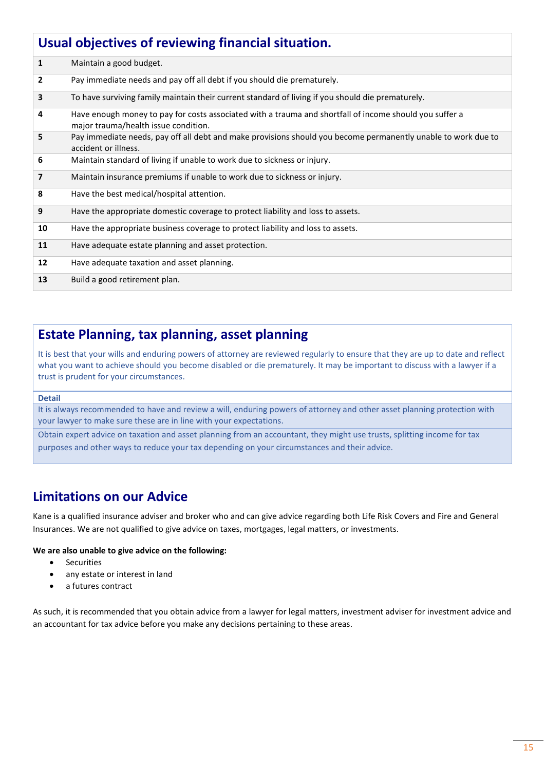## Usual objectives of reviewing financial situation.

| | |
|---|---|
| **1** | Maintain a good budget. |
| **2** | Pay immediate needs and pay off all debt if you should die prematurely. |
| **3** | To have surviving family maintain their current standard of living if you should die prematurely. |
| **4** | Have enough money to pay for costs associated with a trauma and shortfall of income should you suffer a major trauma/health issue condition. |
| **5** | Pay immediate needs, pay off all debt and make provisions should you become permanently unable to work due to accident or illness. |
| **6** | Maintain standard of living if unable to work due to sickness or injury. |
| **7** | Maintain insurance premiums if unable to work due to sickness or injury. |
| **8** | Have the best medical/hospital attention. |
| **9** | Have the appropriate domestic coverage to protect liability and loss to assets. |
| **10** | Have the appropriate business coverage to protect liability and loss to assets. |
| **11** | Have adequate estate planning and asset protection. |
| **12** | Have adequate taxation and asset planning. |
| **13** | Build a good retirement plan. |

## Estate Planning, tax planning, asset planning

It is best that your wills and enduring powers of attorney are reviewed regularly to ensure that they are up to date and reflect what you want to achieve should you become disabled or die prematurely. It may be important to discuss with a lawyer if a trust is prudent for your circumstances.

**Detail**

It is always recommended to have and review a will, enduring powers of attorney and other asset planning protection with your lawyer to make sure these are in line with your expectations.

Obtain expert advice on taxation and asset planning from an accountant, they might use trusts, splitting income for tax purposes and other ways to reduce your tax depending on your circumstances and their advice.

## Limitations on our Advice

Kane is a qualified insurance adviser and broker who and can give advice regarding both Life Risk Covers and Fire and General Insurances. We are not qualified to give advice on taxes, mortgages, legal matters, or investments.

**We are also unable to give advice on the following:**

- Securities
- any estate or interest in land
- a futures contract

As such, it is recommended that you obtain advice from a lawyer for legal matters, investment adviser for investment advice and an accountant for tax advice before you make any decisions pertaining to these areas.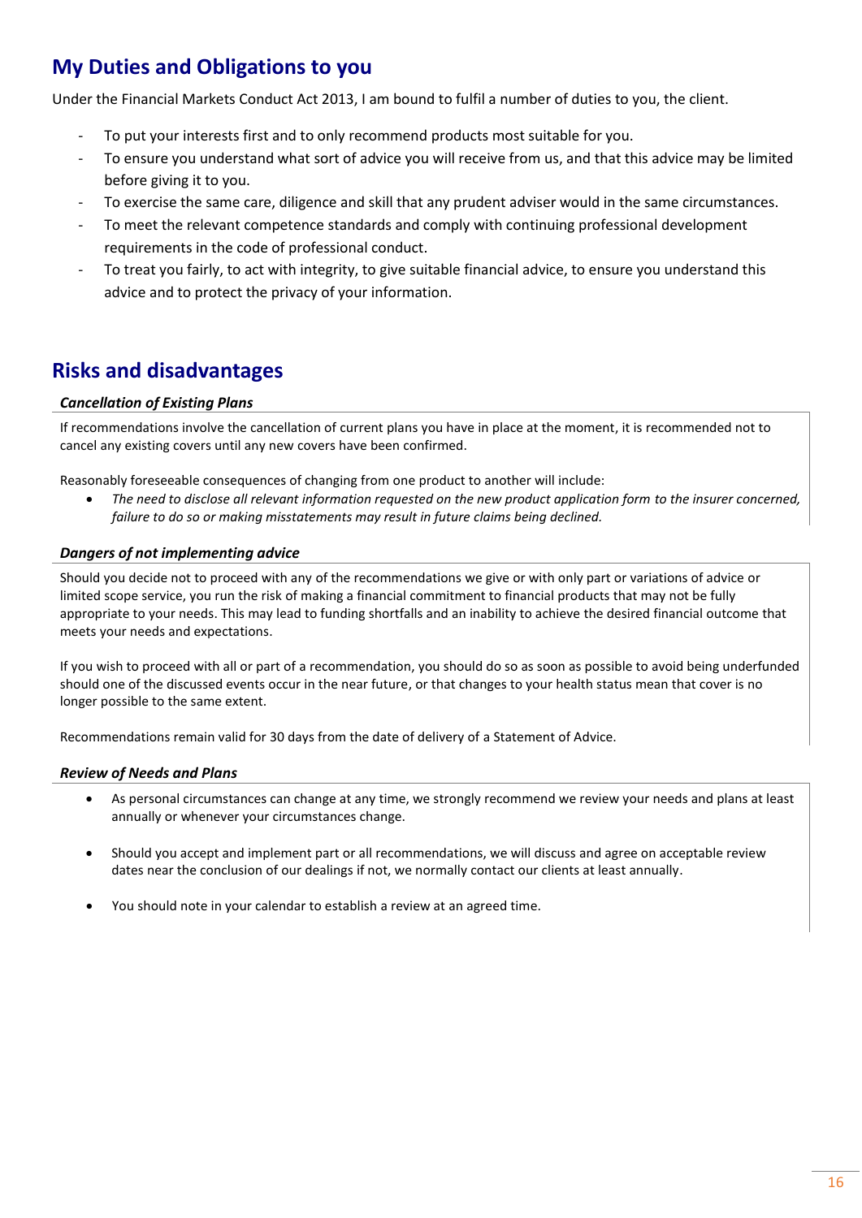## My Duties and Obligations to you

Under the Financial Markets Conduct Act 2013, I am bound to fulfil a number of duties to you, the client.

- To put your interests first and to only recommend products most suitable for you.
- To ensure you understand what sort of advice you will receive from us, and that this advice may be limited before giving it to you.
- To exercise the same care, diligence and skill that any prudent adviser would in the same circumstances.
- To meet the relevant competence standards and comply with continuing professional development requirements in the code of professional conduct.
- To treat you fairly, to act with integrity, to give suitable financial advice, to ensure you understand this advice and to protect the privacy of your information.

## Risks and disadvantages

### *Cancellation of Existing Plans*

If recommendations involve the cancellation of current plans you have in place at the moment, it is recommended not to cancel any existing covers until any new covers have been confirmed.

Reasonably foreseeable consequences of changing from one product to another will include:

- *The need to disclose all relevant information requested on the new product application form to the insurer concerned, failure to do so or making misstatements may result in future claims being declined.*

### *Dangers of not implementing advice*

Should you decide not to proceed with any of the recommendations we give or with only part or variations of advice or limited scope service, you run the risk of making a financial commitment to financial products that may not be fully appropriate to your needs. This may lead to funding shortfalls and an inability to achieve the desired financial outcome that meets your needs and expectations.

If you wish to proceed with all or part of a recommendation, you should do so as soon as possible to avoid being underfunded should one of the discussed events occur in the near future, or that changes to your health status mean that cover is no longer possible to the same extent.

Recommendations remain valid for 30 days from the date of delivery of a Statement of Advice.

### *Review of Needs and Plans*

- As personal circumstances can change at any time, we strongly recommend we review your needs and plans at least annually or whenever your circumstances change.
- Should you accept and implement part or all recommendations, we will discuss and agree on acceptable review dates near the conclusion of our dealings if not, we normally contact our clients at least annually.
- You should note in your calendar to establish a review at an agreed time.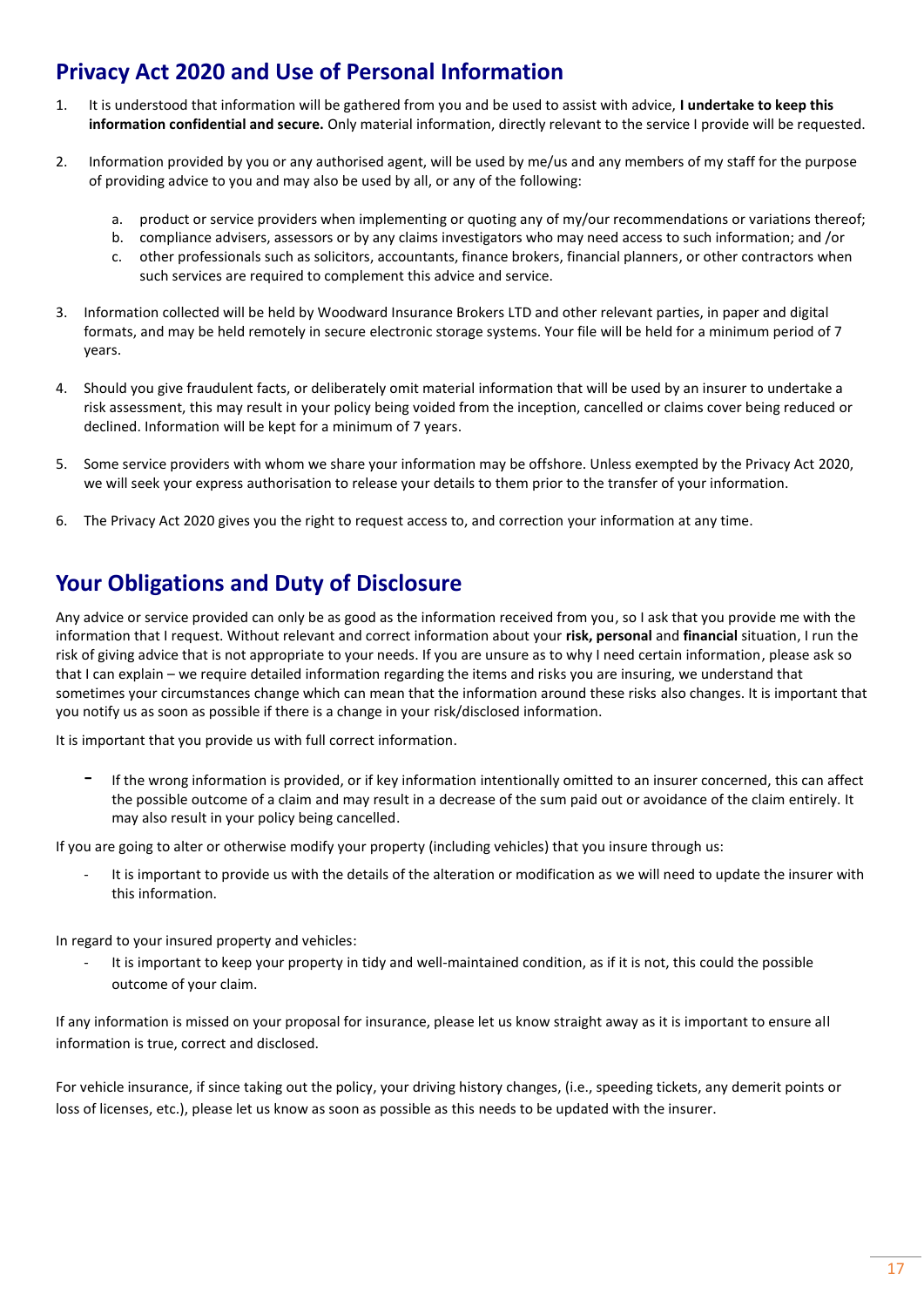## Privacy Act 2020 and Use of Personal Information

1. It is understood that information will be gathered from you and be used to assist with advice, **I undertake to keep this information confidential and secure.** Only material information, directly relevant to the service I provide will be requested.

2. Information provided by you or any authorised agent, will be used by me/us and any members of my staff for the purpose of providing advice to you and may also be used by all, or any of the following:

    a. product or service providers when implementing or quoting any of my/our recommendations or variations thereof;
    b. compliance advisers, assessors or by any claims investigators who may need access to such information; and /or
    c. other professionals such as solicitors, accountants, finance brokers, financial planners, or other contractors when such services are required to complement this advice and service.

3. Information collected will be held by Woodward Insurance Brokers LTD and other relevant parties, in paper and digital formats, and may be held remotely in secure electronic storage systems. Your file will be held for a minimum period of 7 years.

4. Should you give fraudulent facts, or deliberately omit material information that will be used by an insurer to undertake a risk assessment, this may result in your policy being voided from the inception, cancelled or claims cover being reduced or declined. Information will be kept for a minimum of 7 years.

5. Some service providers with whom we share your information may be offshore. Unless exempted by the Privacy Act 2020, we will seek your express authorisation to release your details to them prior to the transfer of your information.

6. The Privacy Act 2020 gives you the right to request access to, and correction your information at any time.

## Your Obligations and Duty of Disclosure

Any advice or service provided can only be as good as the information received from you, so I ask that you provide me with the information that I request. Without relevant and correct information about your **risk, personal** and **financial** situation, I run the risk of giving advice that is not appropriate to your needs. If you are unsure as to why I need certain information, please ask so that I can explain – we require detailed information regarding the items and risks you are insuring, we understand that sometimes your circumstances change which can mean that the information around these risks also changes. It is important that you notify us as soon as possible if there is a change in your risk/disclosed information.

It is important that you provide us with full correct information.

- If the wrong information is provided, or if key information intentionally omitted to an insurer concerned, this can affect the possible outcome of a claim and may result in a decrease of the sum paid out or avoidance of the claim entirely. It may also result in your policy being cancelled.

If you are going to alter or otherwise modify your property (including vehicles) that you insure through us:

- It is important to provide us with the details of the alteration or modification as we will need to update the insurer with this information.

In regard to your insured property and vehicles:

- It is important to keep your property in tidy and well-maintained condition, as if it is not, this could the possible outcome of your claim.

If any information is missed on your proposal for insurance, please let us know straight away as it is important to ensure all information is true, correct and disclosed.

For vehicle insurance, if since taking out the policy, your driving history changes, (i.e., speeding tickets, any demerit points or loss of licenses, etc.), please let us know as soon as possible as this needs to be updated with the insurer.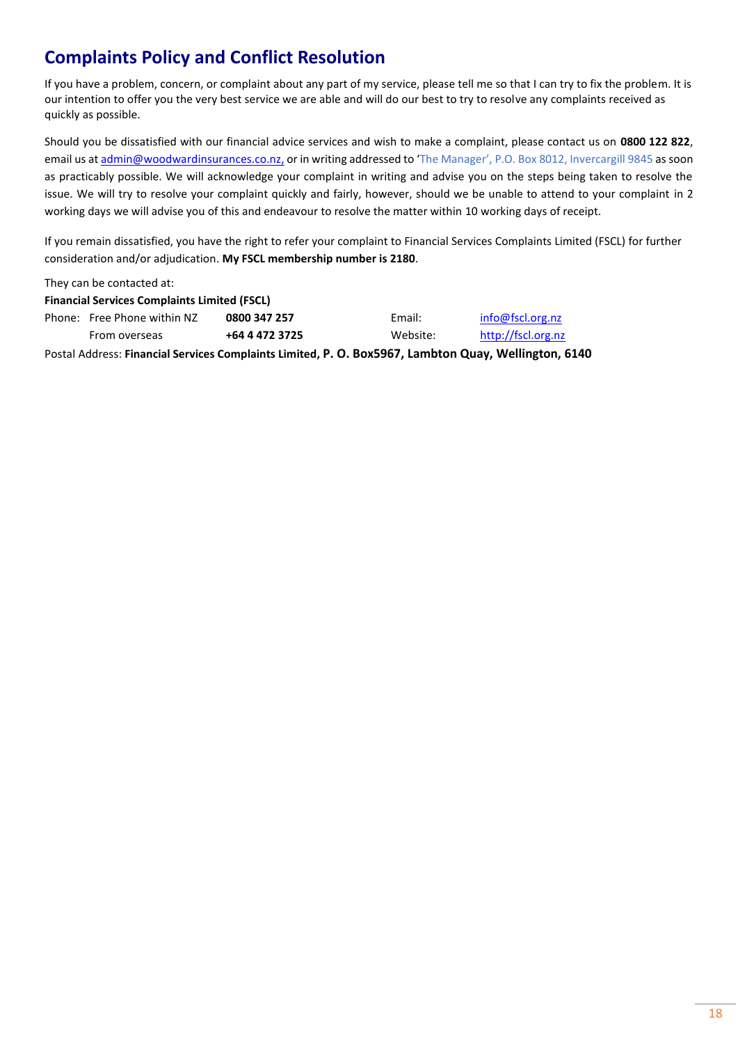## Complaints Policy and Conflict Resolution

If you have a problem, concern, or complaint about any part of my service, please tell me so that I can try to fix the problem. It is our intention to offer you the very best service we are able and will do our best to try to resolve any complaints received as quickly as possible.

Should you be dissatisfied with our financial advice services and wish to make a complaint, please contact us on **0800 122 822**, email us at admin@woodwardinsurances.co.nz, or in writing addressed to 'The Manager', P.O. Box 8012, Invercargill 9845 as soon as practicably possible. We will acknowledge your complaint in writing and advise you on the steps being taken to resolve the issue. We will try to resolve your complaint quickly and fairly, however, should we be unable to attend to your complaint in 2 working days we will advise you of this and endeavour to resolve the matter within 10 working days of receipt.

If you remain dissatisfied, you have the right to refer your complaint to Financial Services Complaints Limited (FSCL) for further consideration and/or adjudication. **My FSCL membership number is 2180**.

They can be contacted at:

**Financial Services Complaints Limited (FSCL)**

| Phone: | | | |
|---|---|---|---|
| Free Phone within NZ | **0800 347 257** | Email: | info@fscl.org.nz |
| From overseas | **+64 4 472 3725** | Website: | http://fscl.org.nz |

Postal Address: **Financial Services Complaints Limited, P. O. Box5967, Lambton Quay, Wellington, 6140**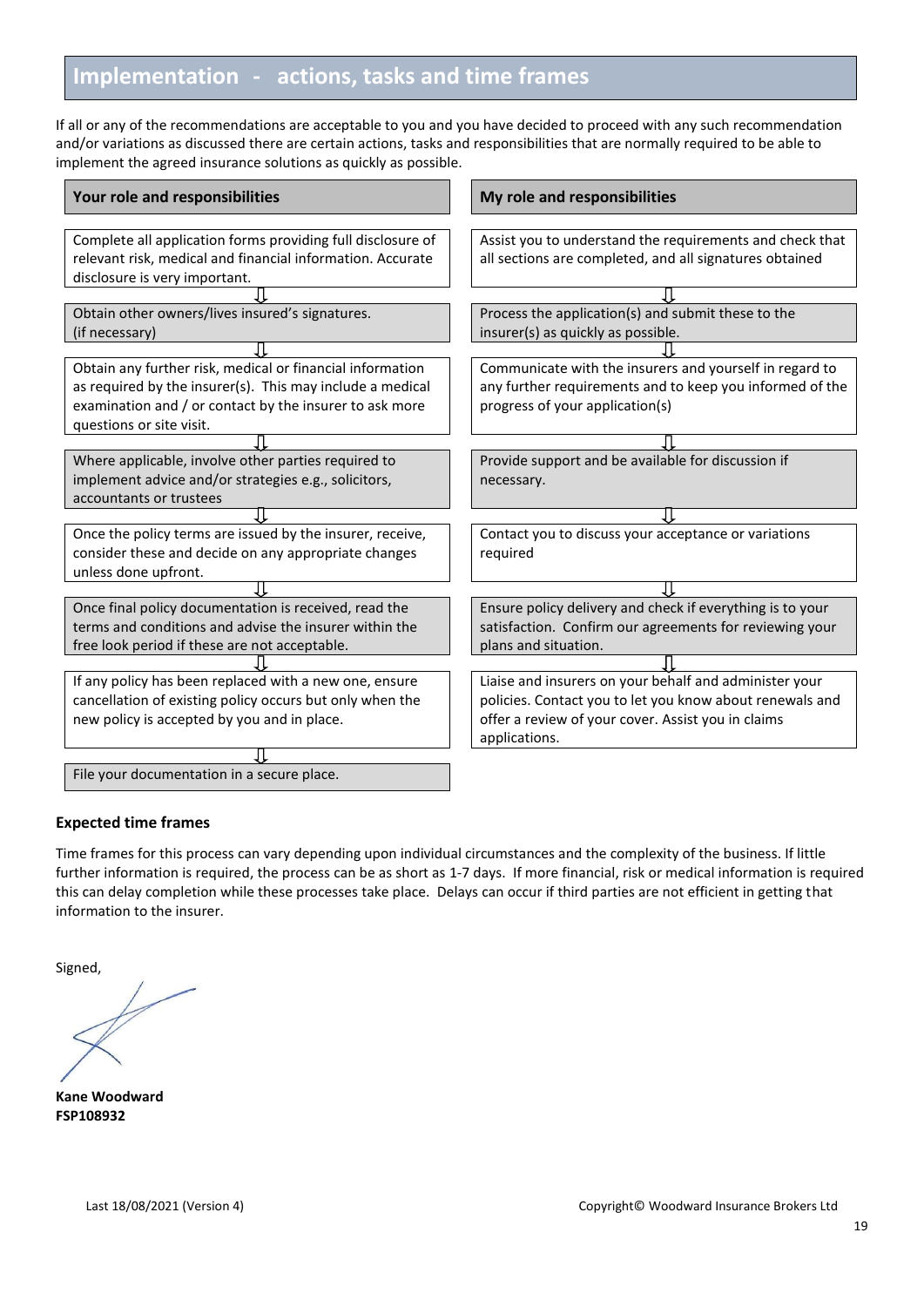## Implementation - actions, tasks and time frames

If all or any of the recommendations are acceptable to you and you have decided to proceed with any such recommendation and/or variations as discussed there are certain actions, tasks and responsibilities that are normally required to be able to implement the agreed insurance solutions as quickly as possible.

| Your role and responsibilities | My role and responsibilities |
| --- | --- |
| Complete all application forms providing full disclosure of relevant risk, medical and financial information. Accurate disclosure is very important. | Assist you to understand the requirements and check that all sections are completed, and all signatures obtained |
| Obtain other owners/lives insured's signatures. (if necessary) | Process the application(s) and submit these to the insurer(s) as quickly as possible. |
| Obtain any further risk, medical or financial information as required by the insurer(s). This may include a medical examination and / or contact by the insurer to ask more questions or site visit. | Communicate with the insurers and yourself in regard to any further requirements and to keep you informed of the progress of your application(s) |
| Where applicable, involve other parties required to implement advice and/or strategies e.g., solicitors, accountants or trustees | Provide support and be available for discussion if necessary. |
| Once the policy terms are issued by the insurer, receive, consider these and decide on any appropriate changes unless done upfront. | Contact you to discuss your acceptance or variations required |
| Once final policy documentation is received, read the terms and conditions and advise the insurer within the free look period if these are not acceptable. | Ensure policy delivery and check if everything is to your satisfaction. Confirm our agreements for reviewing your plans and situation. |
| If any policy has been replaced with a new one, ensure cancellation of existing policy occurs but only when the new policy is accepted by you and in place. | Liaise and insurers on your behalf and administer your policies. Contact you to let you know about renewals and offer a review of your cover. Assist you in claims applications. |
| File your documentation in a secure place. | |

### Expected time frames

Time frames for this process can vary depending upon individual circumstances and the complexity of the business. If little further information is required, the process can be as short as 1-7 days. If more financial, risk or medical information is required this can delay completion while these processes take place. Delays can occur if third parties are not efficient in getting that information to the insurer.

Signed,

**Kane Woodward**
**FSP108932**

Last 18/08/2021 (Version 4)

Copyright© Woodward Insurance Brokers Ltd